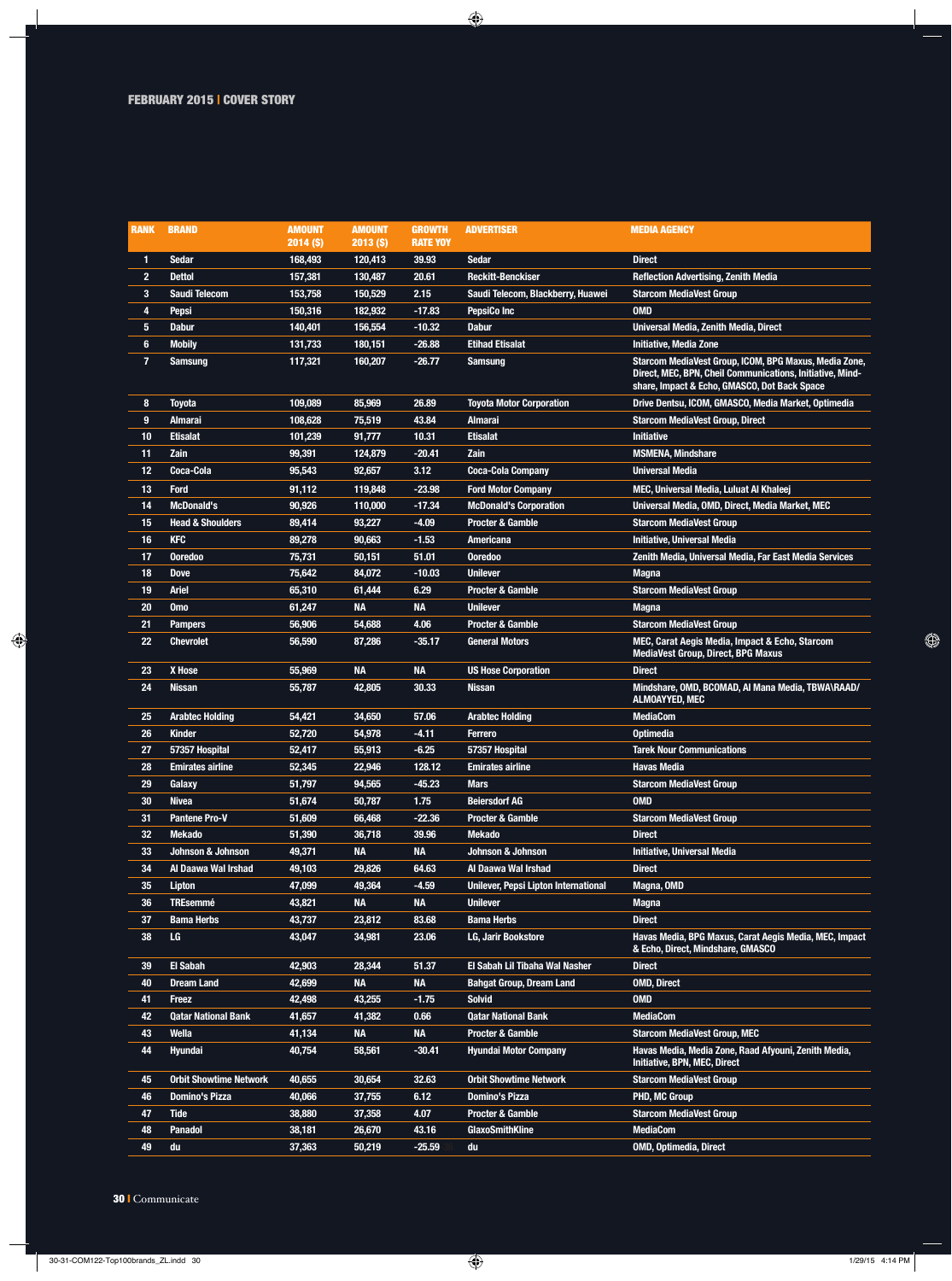| RANK | BRAND | AMOUNT 2014 ($) | AMOUNT 2013 ($) | GROWTH RATE YOY | ADVERTISER | MEDIA AGENCY |
|---|---|---|---|---|---|---|
| 1 | Sedar | 168,493 | 120,413 | 39.93 | Sedar | Direct |
| 2 | Dettol | 157,381 | 130,487 | 20.61 | Reckitt-Benckiser | Reflection Advertising, Zenith Media |
| 3 | Saudi Telecom | 153,758 | 150,529 | 2.15 | Saudi Telecom, Blackberry, Huawei | Starcom MediaVest Group |
| 4 | Pepsi | 150,316 | 182,932 | -17.83 | PepsiCo Inc | OMD |
| 5 | Dabur | 140,401 | 156,554 | -10.32 | Dabur | Universal Media, Zenith Media, Direct |
| 6 | Mobily | 131,733 | 180,151 | -26.88 | Etihad Etisalat | Initiative, Media Zone |
| 7 | Samsung | 117,321 | 160,207 | -26.77 | Samsung | Starcom MediaVest Group, ICOM, BPG Maxus, Media Zone, Direct, MEC, BPN, Cheil Communications, Initiative, Mindshare, Impact & Echo, GMASCO, Dot Back Space |
| 8 | Toyota | 109,089 | 85,969 | 26.89 | Toyota Motor Corporation | Drive Dentsu, ICOM, GMASCO, Media Market, Optimedia |
| 9 | Almarai | 108,628 | 75,519 | 43.84 | Almarai | Starcom MediaVest Group, Direct |
| 10 | Etisalat | 101,239 | 91,777 | 10.31 | Etisalat | Initiative |
| 11 | Zain | 99,391 | 124,879 | -20.41 | Zain | MSMENA, Mindshare |
| 12 | Coca-Cola | 95,543 | 92,657 | 3.12 | Coca-Cola Company | Universal Media |
| 13 | Ford | 91,112 | 119,848 | -23.98 | Ford Motor Company | MEC, Universal Media, Luluat Al Khaleej |
| 14 | McDonald's | 90,926 | 110,000 | -17.34 | McDonald's Corporation | Universal Media, OMD, Direct, Media Market, MEC |
| 15 | Head & Shoulders | 89,414 | 93,227 | -4.09 | Procter & Gamble | Starcom MediaVest Group |
| 16 | KFC | 89,278 | 90,663 | -1.53 | Americana | Initiative, Universal Media |
| 17 | Ooredoo | 75,731 | 50,151 | 51.01 | Ooredoo | Zenith Media, Universal Media, Far East Media Services |
| 18 | Dove | 75,642 | 84,072 | -10.03 | Unilever | Magna |
| 19 | Ariel | 65,310 | 61,444 | 6.29 | Procter & Gamble | Starcom MediaVest Group |
| 20 | Omo | 61,247 | NA | NA | Unilever | Magna |
| 21 | Pampers | 56,906 | 54,688 | 4.06 | Procter & Gamble | Starcom MediaVest Group |
| 22 | Chevrolet | 56,590 | 87,286 | -35.17 | General Motors | MEC, Carat Aegis Media, Impact & Echo, Starcom MediaVest Group, Direct, BPG Maxus |
| 23 | X Hose | 55,969 | NA | NA | US Hose Corporation | Direct |
| 24 | Nissan | 55,787 | 42,805 | 30.33 | Nissan | Mindshare, OMD, BCOMAD, Al Mana Media, TBWA\RAAD/ALMOAYYED, MEC |
| 25 | Arabtec Holding | 54,421 | 34,650 | 57.06 | Arabtec Holding | MediaCom |
| 26 | Kinder | 52,720 | 54,978 | -4.11 | Ferrero | Optimedia |
| 27 | 57357 Hospital | 52,417 | 55,913 | -6.25 | 57357 Hospital | Tarek Nour Communications |
| 28 | Emirates airline | 52,345 | 22,946 | 128.12 | Emirates airline | Havas Media |
| 29 | Galaxy | 51,797 | 94,565 | -45.23 | Mars | Starcom MediaVest Group |
| 30 | Nivea | 51,674 | 50,787 | 1.75 | Beiersdorf AG | OMD |
| 31 | Pantene Pro-V | 51,609 | 66,468 | -22.36 | Procter & Gamble | Starcom MediaVest Group |
| 32 | Mekado | 51,390 | 36,718 | 39.96 | Mekado | Direct |
| 33 | Johnson & Johnson | 49,371 | NA | NA | Johnson & Johnson | Initiative, Universal Media |
| 34 | Al Daawa Wal Irshad | 49,103 | 29,826 | 64.63 | Al Daawa Wal Irshad | Direct |
| 35 | Lipton | 47,099 | 49,364 | -4.59 | Unilever, Pepsi Lipton International | Magna, OMD |
| 36 | TREsemmé | 43,821 | NA | NA | Unilever | Magna |
| 37 | Bama Herbs | 43,737 | 23,812 | 83.68 | Bama Herbs | Direct |
| 38 | LG | 43,047 | 34,981 | 23.06 | LG, Jarir Bookstore | Havas Media, BPG Maxus, Carat Aegis Media, MEC, Impact & Echo, Direct, Mindshare, GMASCO |
| 39 | El Sabah | 42,903 | 28,344 | 51.37 | El Sabah Lil Tibaha Wal Nasher | Direct |
| 40 | Dream Land | 42,699 | NA | NA | Bahgat Group, Dream Land | OMD, Direct |
| 41 | Freez | 42,498 | 43,255 | -1.75 | Solvid | OMD |
| 42 | Qatar National Bank | 41,657 | 41,382 | 0.66 | Qatar National Bank | MediaCom |
| 43 | Wella | 41,134 | NA | NA | Procter & Gamble | Starcom MediaVest Group, MEC |
| 44 | Hyundai | 40,754 | 58,561 | -30.41 | Hyundai Motor Company | Havas Media, Media Zone, Raad Afyouni, Zenith Media, Initiative, BPN, MEC, Direct |
| 45 | Orbit Showtime Network | 40,655 | 30,654 | 32.63 | Orbit Showtime Network | Starcom MediaVest Group |
| 46 | Domino's Pizza | 40,066 | 37,755 | 6.12 | Domino's Pizza | PHD, MC Group |
| 47 | Tide | 38,880 | 37,358 | 4.07 | Procter & Gamble | Starcom MediaVest Group |
| 48 | Panadol | 38,181 | 26,670 | 43.16 | GlaxoSmithKline | MediaCom |
| 49 | du | 37,363 | 50,219 | -25.59 | du | OMD, Optimedia, Direct |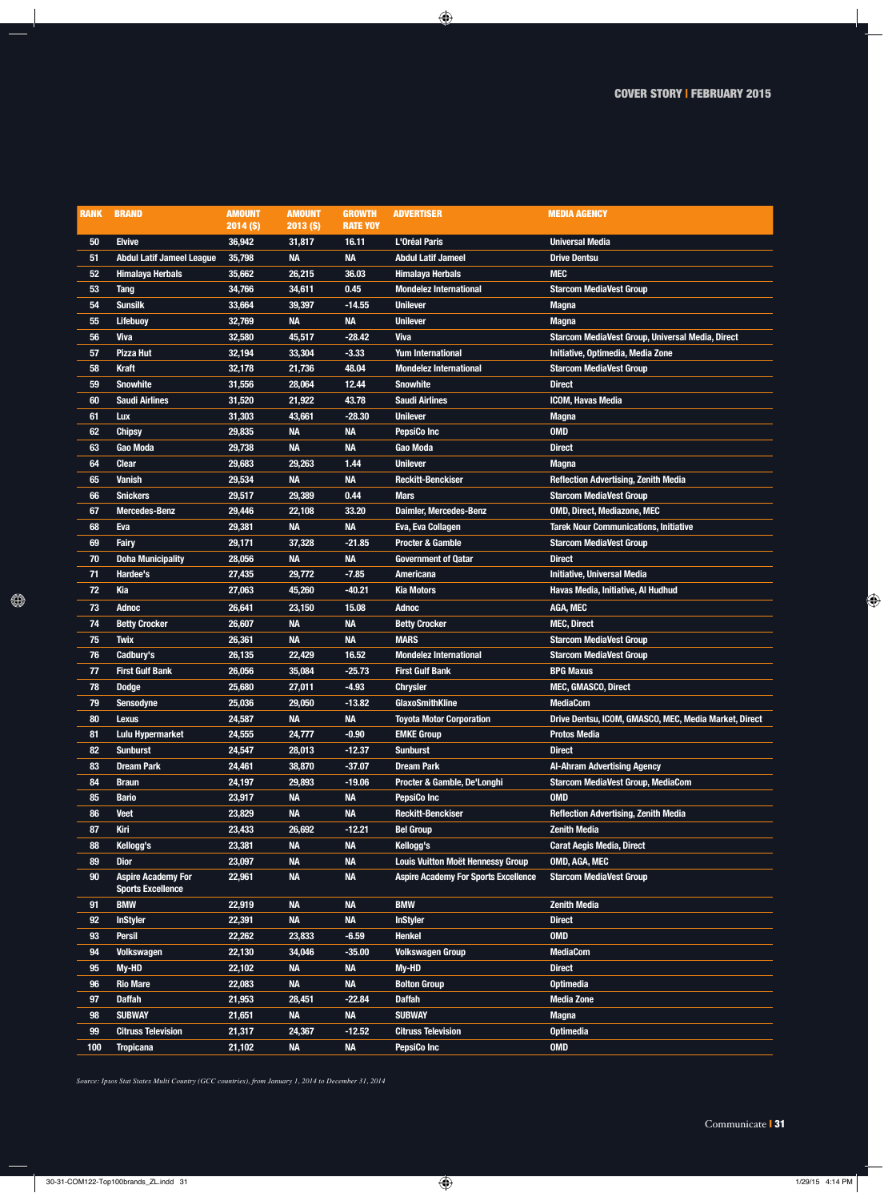| RANK | BRAND | AMOUNT 2014 ($) | AMOUNT 2013 ($) | GROWTH RATE YOY | ADVERTISER | MEDIA AGENCY |
|---|---|---|---|---|---|---|
| 50 | Elvive | 36,942 | 31,817 | 16.11 | L'Oréal Paris | Universal Media |
| 51 | Abdul Latif Jameel League | 35,798 | NA | NA | Abdul Latif Jameel | Drive Dentsu |
| 52 | Himalaya Herbals | 35,662 | 26,215 | 36.03 | Himalaya Herbals | MEC |
| 53 | Tang | 34,766 | 34,611 | 0.45 | Mondelez International | Starcom MediaVest Group |
| 54 | Sunsilk | 33,664 | 39,397 | -14.55 | Unilever | Magna |
| 55 | Lifebuoy | 32,769 | NA | NA | Unilever | Magna |
| 56 | Viva | 32,580 | 45,517 | -28.42 | Viva | Starcom MediaVest Group, Universal Media, Direct |
| 57 | Pizza Hut | 32,194 | 33,304 | -3.33 | Yum International | Initiative, Optimedia, Media Zone |
| 58 | Kraft | 32,178 | 21,736 | 48.04 | Mondelez International | Starcom MediaVest Group |
| 59 | Snowhite | 31,556 | 28,064 | 12.44 | Snowhite | Direct |
| 60 | Saudi Airlines | 31,520 | 21,922 | 43.78 | Saudi Airlines | ICOM, Havas Media |
| 61 | Lux | 31,303 | 43,661 | -28.30 | Unilever | Magna |
| 62 | Chipsy | 29,835 | NA | NA | PepsiCo Inc | OMD |
| 63 | Gao Moda | 29,738 | NA | NA | Gao Moda | Direct |
| 64 | Clear | 29,683 | 29,263 | 1.44 | Unilever | Magna |
| 65 | Vanish | 29,534 | NA | NA | Reckitt-Benckiser | Reflection Advertising, Zenith Media |
| 66 | Snickers | 29,517 | 29,389 | 0.44 | Mars | Starcom MediaVest Group |
| 67 | Mercedes-Benz | 29,446 | 22,108 | 33.20 | Daimler, Mercedes-Benz | OMD, Direct, Mediazone, MEC |
| 68 | Eva | 29,381 | NA | NA | Eva, Eva Collagen | Tarek Nour Communications, Initiative |
| 69 | Fairy | 29,171 | 37,328 | -21.85 | Procter & Gamble | Starcom MediaVest Group |
| 70 | Doha Municipality | 28,056 | NA | NA | Government of Qatar | Direct |
| 71 | Hardee's | 27,435 | 29,772 | -7.85 | Americana | Initiative, Universal Media |
| 72 | Kia | 27,063 | 45,260 | -40.21 | Kia Motors | Havas Media, Initiative, Al Hudhud |
| 73 | Adnoc | 26,641 | 23,150 | 15.08 | Adnoc | AGA, MEC |
| 74 | Betty Crocker | 26,607 | NA | NA | Betty Crocker | MEC, Direct |
| 75 | Twix | 26,361 | NA | NA | MARS | Starcom MediaVest Group |
| 76 | Cadbury's | 26,135 | 22,429 | 16.52 | Mondelez International | Starcom MediaVest Group |
| 77 | First Gulf Bank | 26,056 | 35,084 | -25.73 | First Gulf Bank | BPG Maxus |
| 78 | Dodge | 25,680 | 27,011 | -4.93 | Chrysler | MEC, GMASCO, Direct |
| 79 | Sensodyne | 25,036 | 29,050 | -13.82 | GlaxoSmithKline | MediaCom |
| 80 | Lexus | 24,587 | NA | NA | Toyota Motor Corporation | Drive Dentsu, ICOM, GMASCO, MEC, Media Market, Direct |
| 81 | Lulu Hypermarket | 24,555 | 24,777 | -0.90 | EMKE Group | Protos Media |
| 82 | Sunburst | 24,547 | 28,013 | -12.37 | Sunburst | Direct |
| 83 | Dream Park | 24,461 | 38,870 | -37.07 | Dream Park | Al-Ahram Advertising Agency |
| 84 | Braun | 24,197 | 29,893 | -19.06 | Procter & Gamble, De'Longhi | Starcom MediaVest Group, MediaCom |
| 85 | Bario | 23,917 | NA | NA | PepsiCo Inc | OMD |
| 86 | Veet | 23,829 | NA | NA | Reckitt-Benckiser | Reflection Advertising, Zenith Media |
| 87 | Kiri | 23,433 | 26,692 | -12.21 | Bel Group | Zenith Media |
| 88 | Kellogg's | 23,381 | NA | NA | Kellogg's | Carat Aegis Media, Direct |
| 89 | Dior | 23,097 | NA | NA | Louis Vuitton Moët Hennessy Group | OMD, AGA, MEC |
| 90 | Aspire Academy For Sports Excellence | 22,961 | NA | NA | Aspire Academy For Sports Excellence | Starcom MediaVest Group |
| 91 | BMW | 22,919 | NA | NA | BMW | Zenith Media |
| 92 | InStyler | 22,391 | NA | NA | InStyler | Direct |
| 93 | Persil | 22,262 | 23,833 | -6.59 | Henkel | OMD |
| 94 | Volkswagen | 22,130 | 34,046 | -35.00 | Volkswagen Group | MediaCom |
| 95 | My-HD | 22,102 | NA | NA | My-HD | Direct |
| 96 | Rio Mare | 22,083 | NA | NA | Bolton Group | Optimedia |
| 97 | Daffah | 21,953 | 28,451 | -22.84 | Daffah | Media Zone |
| 98 | SUBWAY | 21,651 | NA | NA | SUBWAY | Magna |
| 99 | Citruss Television | 21,317 | 24,367 | -12.52 | Citruss Television | Optimedia |
| 100 | Tropicana | 21,102 | NA | NA | PepsiCo Inc | OMD |

*Source: Ipsos Stat Statex Multi Country (GCC countries), from January 1, 2014 to December 31, 2014*